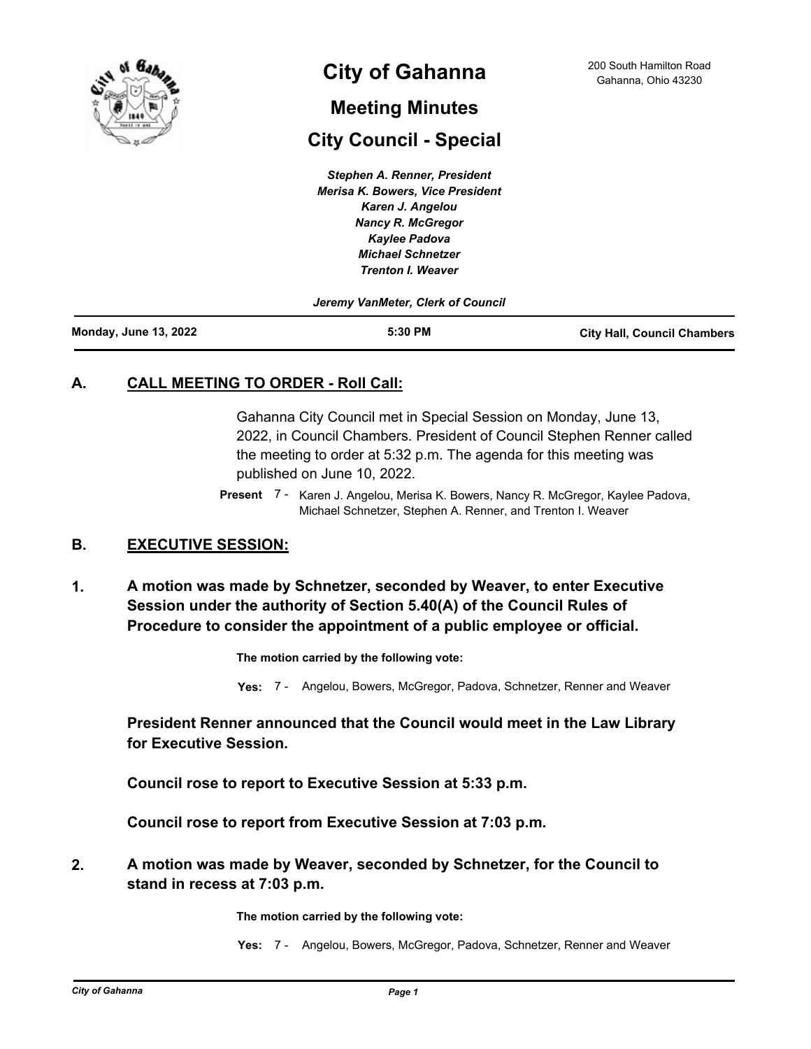# City of Gahanna

200 South Hamilton Road
Gahanna, Ohio 43230

## Meeting Minutes

## City Council - Special

*Stephen A. Renner, President*
*Merisa K. Bowers, Vice President*
*Karen J. Angelou*
*Nancy R. McGregor*
*Kaylee Padova*
*Michael Schnetzer*
*Trenton I. Weaver*

*Jeremy VanMeter, Clerk of Council*

**Monday, June 13, 2022** | **5:30 PM** | **City Hall, Council Chambers**

## A. CALL MEETING TO ORDER - Roll Call:

Gahanna City Council met in Special Session on Monday, June 13, 2022, in Council Chambers. President of Council Stephen Renner called the meeting to order at 5:32 p.m. The agenda for this meeting was published on June 10, 2022.

**Present** 7 - Karen J. Angelou, Merisa K. Bowers, Nancy R. McGregor, Kaylee Padova, Michael Schnetzer, Stephen A. Renner, and Trenton I. Weaver

## B. EXECUTIVE SESSION:

**1. A motion was made by Schnetzer, seconded by Weaver, to enter Executive Session under the authority of Section 5.40(A) of the Council Rules of Procedure to consider the appointment of a public employee or official.**

**The motion carried by the following vote:**

**Yes:** 7 - Angelou, Bowers, McGregor, Padova, Schnetzer, Renner and Weaver

**President Renner announced that the Council would meet in the Law Library for Executive Session.**

**Council rose to report to Executive Session at 5:33 p.m.**

**Council rose to report from Executive Session at 7:03 p.m.**

**2. A motion was made by Weaver, seconded by Schnetzer, for the Council to stand in recess at 7:03 p.m.**

**The motion carried by the following vote:**

**Yes:** 7 - Angelou, Bowers, McGregor, Padova, Schnetzer, Renner and Weaver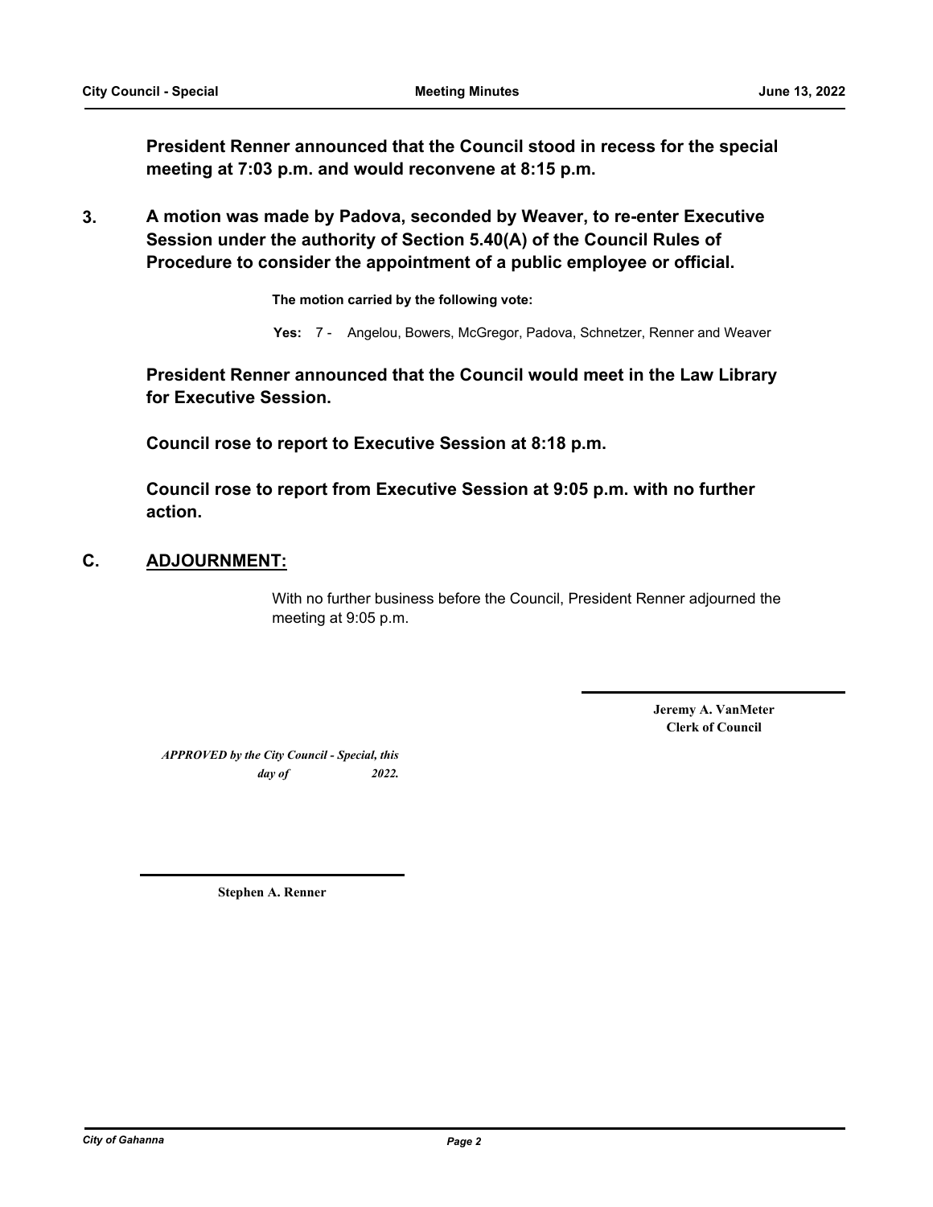**President Renner announced that the Council stood in recess for the special meeting at 7:03 p.m. and would reconvene at 8:15 p.m.**

**3. A motion was made by Padova, seconded by Weaver, to re-enter Executive Session under the authority of Section 5.40(A) of the Council Rules of Procedure to consider the appointment of a public employee or official.**

**The motion carried by the following vote:**

**Yes:** 7 - Angelou, Bowers, McGregor, Padova, Schnetzer, Renner and Weaver

**President Renner announced that the Council would meet in the Law Library for Executive Session.**

**Council rose to report to Executive Session at 8:18 p.m.**

**Council rose to report from Executive Session at 9:05 p.m. with no further action.**

## C. ADJOURNMENT:

With no further business before the Council, President Renner adjourned the meeting at 9:05 p.m.

**Jeremy A. VanMeter**
**Clerk of Council**

*APPROVED by the City Council - Special, this day of 2022.*

**Stephen A. Renner**